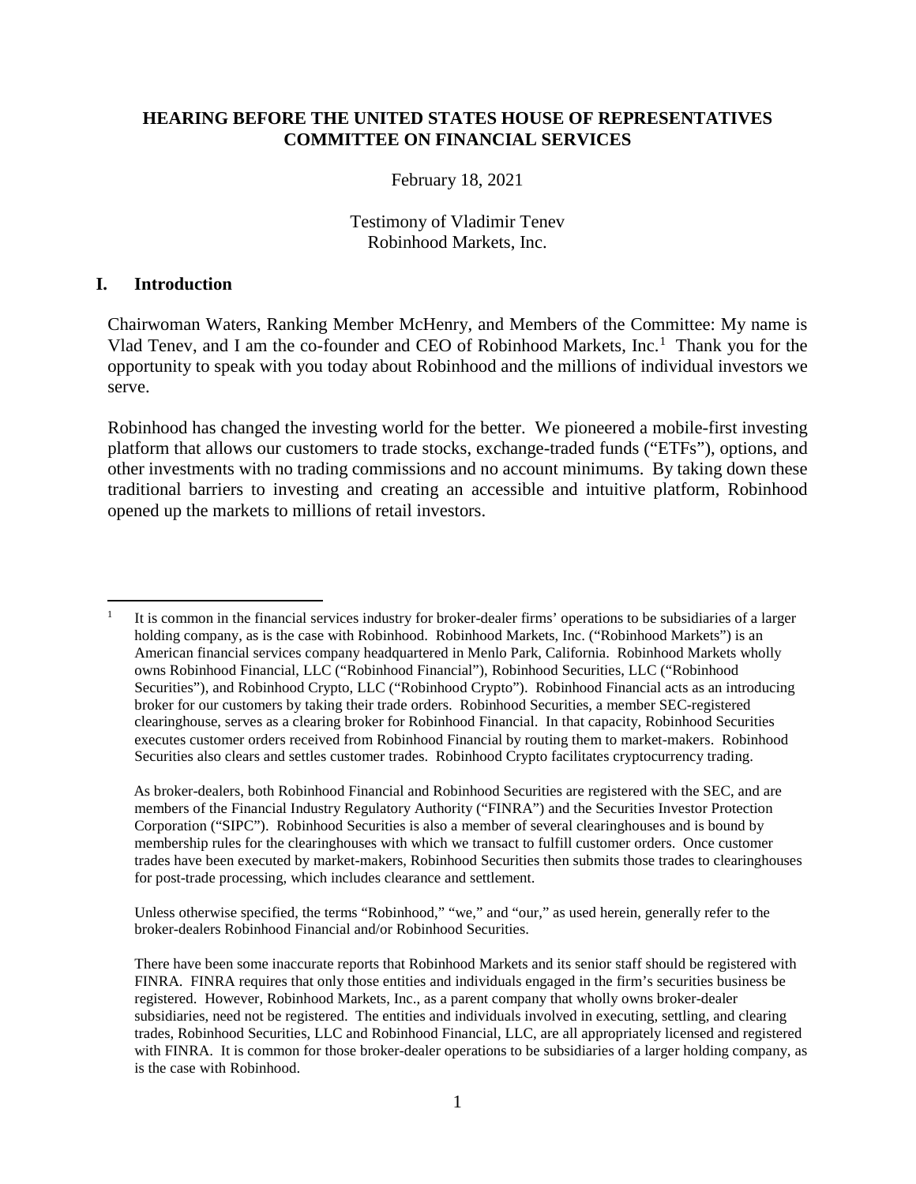**HEARING BEFORE THE UNITED STATES HOUSE OF REPRESENTATIVES COMMITTEE ON FINANCIAL SERVICES**

February 18, 2021

Testimony of Vladimir Tenev
Robinhood Markets, Inc.

## I. Introduction

Chairwoman Waters, Ranking Member McHenry, and Members of the Committee: My name is Vlad Tenev, and I am the co-founder and CEO of Robinhood Markets, Inc.[1] Thank you for the opportunity to speak with you today about Robinhood and the millions of individual investors we serve.

Robinhood has changed the investing world for the better. We pioneered a mobile-first investing platform that allows our customers to trade stocks, exchange-traded funds ("ETFs"), options, and other investments with no trading commissions and no account minimums. By taking down these traditional barriers to investing and creating an accessible and intuitive platform, Robinhood opened up the markets to millions of retail investors.

---

[1] It is common in the financial services industry for broker-dealer firms' operations to be subsidiaries of a larger holding company, as is the case with Robinhood. Robinhood Markets, Inc. ("Robinhood Markets") is an American financial services company headquartered in Menlo Park, California. Robinhood Markets wholly owns Robinhood Financial, LLC ("Robinhood Financial"), Robinhood Securities, LLC ("Robinhood Securities"), and Robinhood Crypto, LLC ("Robinhood Crypto"). Robinhood Financial acts as an introducing broker for our customers by taking their trade orders. Robinhood Securities, a member SEC-registered clearinghouse, serves as a clearing broker for Robinhood Financial. In that capacity, Robinhood Securities executes customer orders received from Robinhood Financial by routing them to market-makers. Robinhood Securities also clears and settles customer trades. Robinhood Crypto facilitates cryptocurrency trading.

As broker-dealers, both Robinhood Financial and Robinhood Securities are registered with the SEC, and are members of the Financial Industry Regulatory Authority ("FINRA") and the Securities Investor Protection Corporation ("SIPC"). Robinhood Securities is also a member of several clearinghouses and is bound by membership rules for the clearinghouses with which we transact to fulfill customer orders. Once customer trades have been executed by market-makers, Robinhood Securities then submits those trades to clearinghouses for post-trade processing, which includes clearance and settlement.

Unless otherwise specified, the terms "Robinhood," "we," and "our," as used herein, generally refer to the broker-dealers Robinhood Financial and/or Robinhood Securities.

There have been some inaccurate reports that Robinhood Markets and its senior staff should be registered with FINRA. FINRA requires that only those entities and individuals engaged in the firm's securities business be registered. However, Robinhood Markets, Inc., as a parent company that wholly owns broker-dealer subsidiaries, need not be registered. The entities and individuals involved in executing, settling, and clearing trades, Robinhood Securities, LLC and Robinhood Financial, LLC, are all appropriately licensed and registered with FINRA. It is common for those broker-dealer operations to be subsidiaries of a larger holding company, as is the case with Robinhood.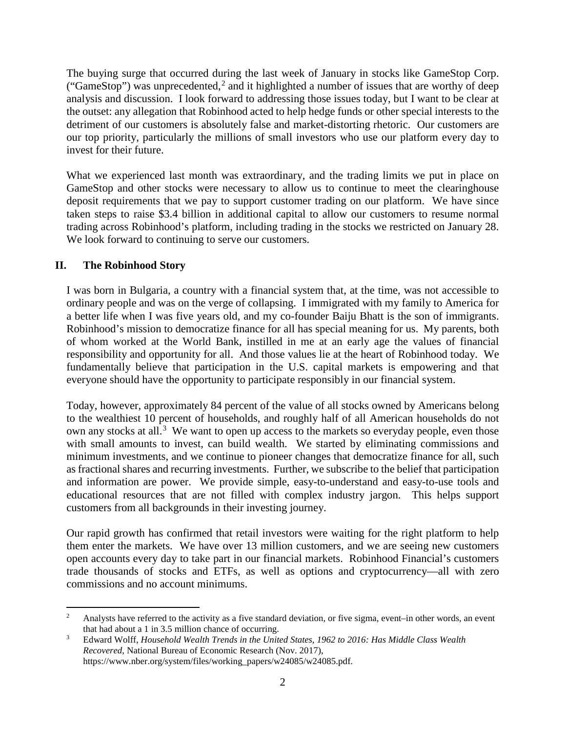The buying surge that occurred during the last week of January in stocks like GameStop Corp. ("GameStop") was unprecedented,[2] and it highlighted a number of issues that are worthy of deep analysis and discussion. I look forward to addressing those issues today, but I want to be clear at the outset: any allegation that Robinhood acted to help hedge funds or other special interests to the detriment of our customers is absolutely false and market-distorting rhetoric. Our customers are our top priority, particularly the millions of small investors who use our platform every day to invest for their future.

What we experienced last month was extraordinary, and the trading limits we put in place on GameStop and other stocks were necessary to allow us to continue to meet the clearinghouse deposit requirements that we pay to support customer trading on our platform. We have since taken steps to raise \$3.4 billion in additional capital to allow our customers to resume normal trading across Robinhood's platform, including trading in the stocks we restricted on January 28. We look forward to continuing to serve our customers.

## II. The Robinhood Story

I was born in Bulgaria, a country with a financial system that, at the time, was not accessible to ordinary people and was on the verge of collapsing. I immigrated with my family to America for a better life when I was five years old, and my co-founder Baiju Bhatt is the son of immigrants. Robinhood's mission to democratize finance for all has special meaning for us. My parents, both of whom worked at the World Bank, instilled in me at an early age the values of financial responsibility and opportunity for all. And those values lie at the heart of Robinhood today. We fundamentally believe that participation in the U.S. capital markets is empowering and that everyone should have the opportunity to participate responsibly in our financial system.

Today, however, approximately 84 percent of the value of all stocks owned by Americans belong to the wealthiest 10 percent of households, and roughly half of all American households do not own any stocks at all.[3] We want to open up access to the markets so everyday people, even those with small amounts to invest, can build wealth. We started by eliminating commissions and minimum investments, and we continue to pioneer changes that democratize finance for all, such as fractional shares and recurring investments. Further, we subscribe to the belief that participation and information are power. We provide simple, easy-to-understand and easy-to-use tools and educational resources that are not filled with complex industry jargon. This helps support customers from all backgrounds in their investing journey.

Our rapid growth has confirmed that retail investors were waiting for the right platform to help them enter the markets. We have over 13 million customers, and we are seeing new customers open accounts every day to take part in our financial markets. Robinhood Financial's customers trade thousands of stocks and ETFs, as well as options and cryptocurrency—all with zero commissions and no account minimums.

---

[2] Analysts have referred to the activity as a five standard deviation, or five sigma, event–in other words, an event that had about a 1 in 3.5 million chance of occurring.

[3] Edward Wolff, *Household Wealth Trends in the United States, 1962 to 2016: Has Middle Class Wealth Recovered*, National Bureau of Economic Research (Nov. 2017), https://www.nber.org/system/files/working_papers/w24085/w24085.pdf.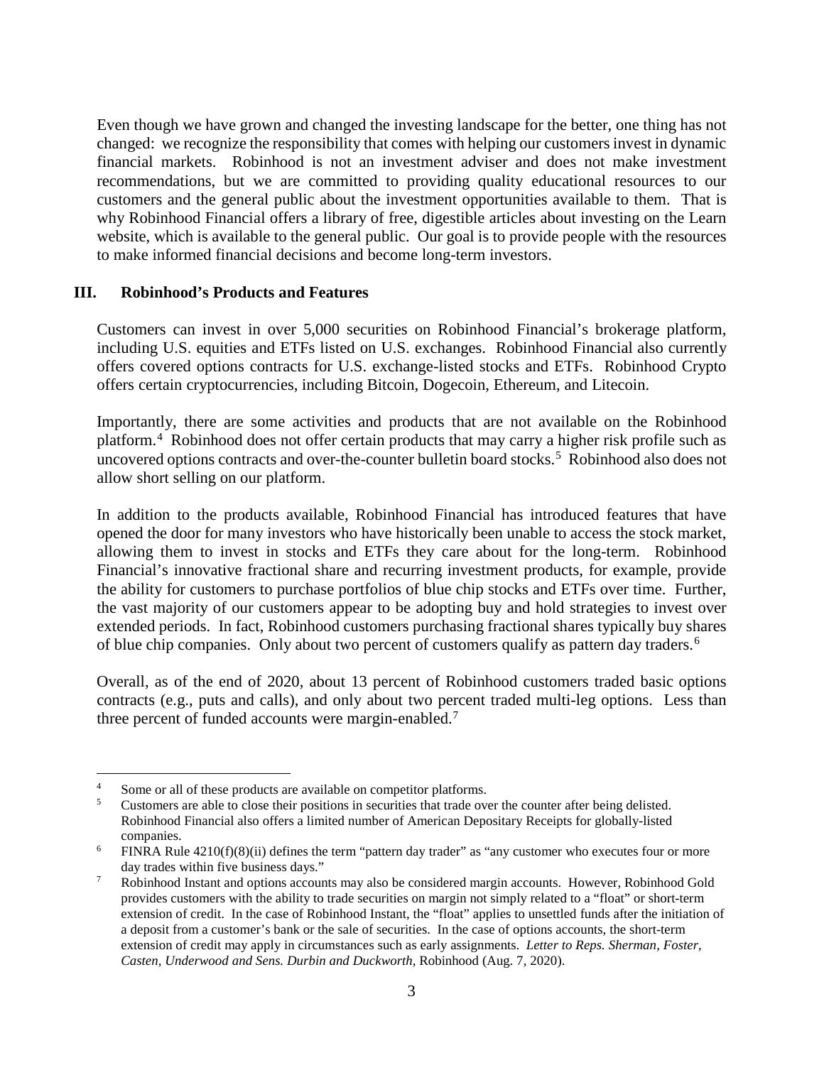Even though we have grown and changed the investing landscape for the better, one thing has not changed: we recognize the responsibility that comes with helping our customers invest in dynamic financial markets. Robinhood is not an investment adviser and does not make investment recommendations, but we are committed to providing quality educational resources to our customers and the general public about the investment opportunities available to them. That is why Robinhood Financial offers a library of free, digestible articles about investing on the Learn website, which is available to the general public. Our goal is to provide people with the resources to make informed financial decisions and become long-term investors.

## III. Robinhood's Products and Features

Customers can invest in over 5,000 securities on Robinhood Financial's brokerage platform, including U.S. equities and ETFs listed on U.S. exchanges. Robinhood Financial also currently offers covered options contracts for U.S. exchange-listed stocks and ETFs. Robinhood Crypto offers certain cryptocurrencies, including Bitcoin, Dogecoin, Ethereum, and Litecoin.

Importantly, there are some activities and products that are not available on the Robinhood platform.[4] Robinhood does not offer certain products that may carry a higher risk profile such as uncovered options contracts and over-the-counter bulletin board stocks.[5] Robinhood also does not allow short selling on our platform.

In addition to the products available, Robinhood Financial has introduced features that have opened the door for many investors who have historically been unable to access the stock market, allowing them to invest in stocks and ETFs they care about for the long-term. Robinhood Financial's innovative fractional share and recurring investment products, for example, provide the ability for customers to purchase portfolios of blue chip stocks and ETFs over time. Further, the vast majority of our customers appear to be adopting buy and hold strategies to invest over extended periods. In fact, Robinhood customers purchasing fractional shares typically buy shares of blue chip companies. Only about two percent of customers qualify as pattern day traders.[6]

Overall, as of the end of 2020, about 13 percent of Robinhood customers traded basic options contracts (e.g., puts and calls), and only about two percent traded multi-leg options. Less than three percent of funded accounts were margin-enabled.[7]

---

[4] Some or all of these products are available on competitor platforms.

[5] Customers are able to close their positions in securities that trade over the counter after being delisted. Robinhood Financial also offers a limited number of American Depositary Receipts for globally-listed companies.

[6] FINRA Rule 4210(f)(8)(ii) defines the term "pattern day trader" as "any customer who executes four or more day trades within five business days."

[7] Robinhood Instant and options accounts may also be considered margin accounts. However, Robinhood Gold provides customers with the ability to trade securities on margin not simply related to a "float" or short-term extension of credit. In the case of Robinhood Instant, the "float" applies to unsettled funds after the initiation of a deposit from a customer's bank or the sale of securities. In the case of options accounts, the short-term extension of credit may apply in circumstances such as early assignments. *Letter to Reps. Sherman, Foster, Casten, Underwood and Sens. Durbin and Duckworth*, Robinhood (Aug. 7, 2020).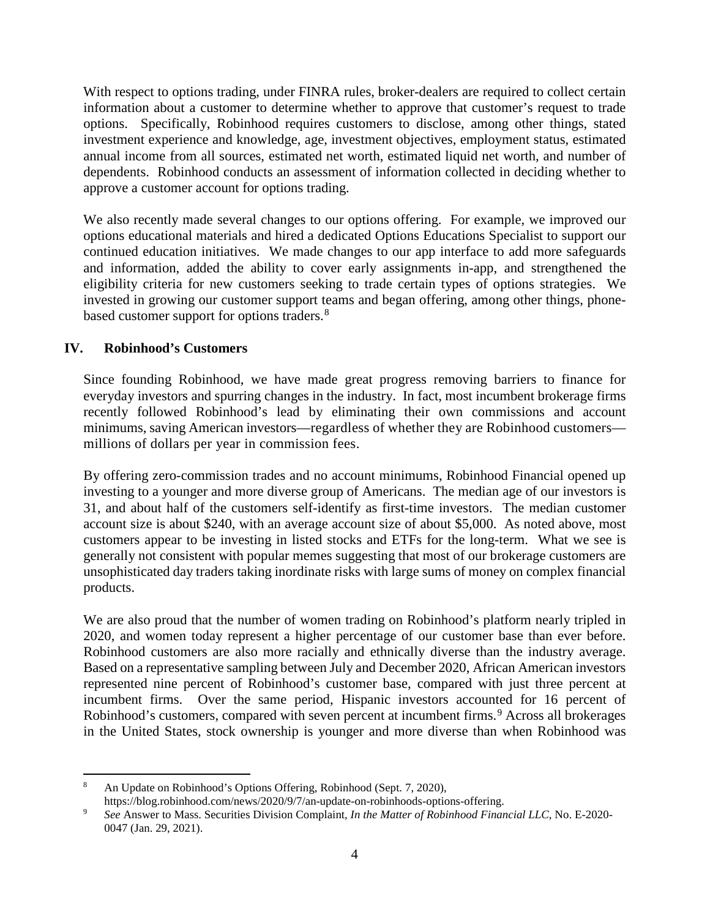With respect to options trading, under FINRA rules, broker-dealers are required to collect certain information about a customer to determine whether to approve that customer's request to trade options. Specifically, Robinhood requires customers to disclose, among other things, stated investment experience and knowledge, age, investment objectives, employment status, estimated annual income from all sources, estimated net worth, estimated liquid net worth, and number of dependents. Robinhood conducts an assessment of information collected in deciding whether to approve a customer account for options trading.

We also recently made several changes to our options offering. For example, we improved our options educational materials and hired a dedicated Options Educations Specialist to support our continued education initiatives. We made changes to our app interface to add more safeguards and information, added the ability to cover early assignments in-app, and strengthened the eligibility criteria for new customers seeking to trade certain types of options strategies. We invested in growing our customer support teams and began offering, among other things, phone-based customer support for options traders.[8]

## IV. Robinhood's Customers

Since founding Robinhood, we have made great progress removing barriers to finance for everyday investors and spurring changes in the industry. In fact, most incumbent brokerage firms recently followed Robinhood's lead by eliminating their own commissions and account minimums, saving American investors—regardless of whether they are Robinhood customers—millions of dollars per year in commission fees.

By offering zero-commission trades and no account minimums, Robinhood Financial opened up investing to a younger and more diverse group of Americans. The median age of our investors is 31, and about half of the customers self-identify as first-time investors. The median customer account size is about $240, with an average account size of about $5,000. As noted above, most customers appear to be investing in listed stocks and ETFs for the long-term. What we see is generally not consistent with popular memes suggesting that most of our brokerage customers are unsophisticated day traders taking inordinate risks with large sums of money on complex financial products.

We are also proud that the number of women trading on Robinhood's platform nearly tripled in 2020, and women today represent a higher percentage of our customer base than ever before. Robinhood customers are also more racially and ethnically diverse than the industry average. Based on a representative sampling between July and December 2020, African American investors represented nine percent of Robinhood's customer base, compared with just three percent at incumbent firms. Over the same period, Hispanic investors accounted for 16 percent of Robinhood's customers, compared with seven percent at incumbent firms.[9] Across all brokerages in the United States, stock ownership is younger and more diverse than when Robinhood was

---

[8] An Update on Robinhood's Options Offering, Robinhood (Sept. 7, 2020), https://blog.robinhood.com/news/2020/9/7/an-update-on-robinhoods-options-offering.

[9] *See* Answer to Mass. Securities Division Complaint, *In the Matter of Robinhood Financial LLC*, No. E-2020-0047 (Jan. 29, 2021).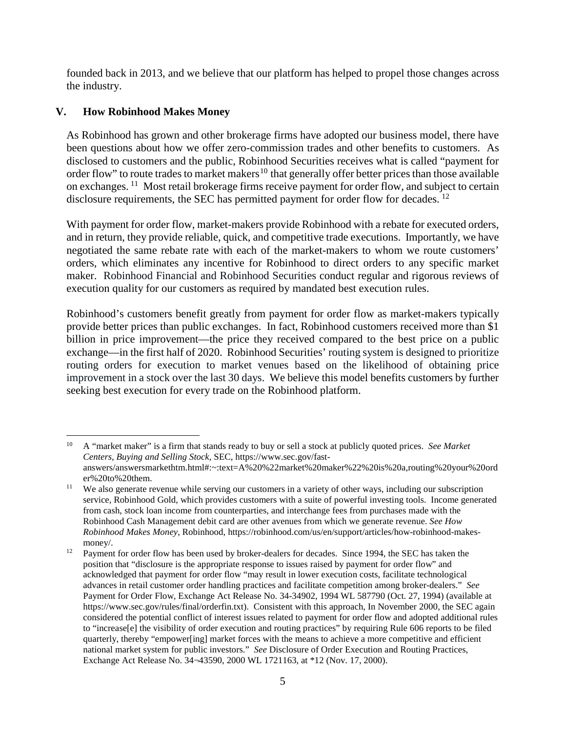founded back in 2013, and we believe that our platform has helped to propel those changes across the industry.

## V. How Robinhood Makes Money

As Robinhood has grown and other brokerage firms have adopted our business model, there have been questions about how we offer zero-commission trades and other benefits to customers. As disclosed to customers and the public, Robinhood Securities receives what is called "payment for order flow" to route trades to market makers[10] that generally offer better prices than those available on exchanges.[11] Most retail brokerage firms receive payment for order flow, and subject to certain disclosure requirements, the SEC has permitted payment for order flow for decades.[12]

With payment for order flow, market-makers provide Robinhood with a rebate for executed orders, and in return, they provide reliable, quick, and competitive trade executions. Importantly, we have negotiated the same rebate rate with each of the market-makers to whom we route customers' orders, which eliminates any incentive for Robinhood to direct orders to any specific market maker. Robinhood Financial and Robinhood Securities conduct regular and rigorous reviews of execution quality for our customers as required by mandated best execution rules.

Robinhood's customers benefit greatly from payment for order flow as market-makers typically provide better prices than public exchanges. In fact, Robinhood customers received more than $1 billion in price improvement—the price they received compared to the best price on a public exchange—in the first half of 2020. Robinhood Securities' routing system is designed to prioritize routing orders for execution to market venues based on the likelihood of obtaining price improvement in a stock over the last 30 days. We believe this model benefits customers by further seeking best execution for every trade on the Robinhood platform.

---

[10] A "market maker" is a firm that stands ready to buy or sell a stock at publicly quoted prices. *See Market Centers, Buying and Selling Stock*, SEC, https://www.sec.gov/fast-answers/answersmarkethtm.html#:~:text=A%20%22market%20maker%22%20is%20a,routing%20your%20order%20to%20them.

[11] We also generate revenue while serving our customers in a variety of other ways, including our subscription service, Robinhood Gold, which provides customers with a suite of powerful investing tools. Income generated from cash, stock loan income from counterparties, and interchange fees from purchases made with the Robinhood Cash Management debit card are other avenues from which we generate revenue. *See How Robinhood Makes Money*, Robinhood, https://robinhood.com/us/en/support/articles/how-robinhood-makes-money/.

[12] Payment for order flow has been used by broker-dealers for decades. Since 1994, the SEC has taken the position that "disclosure is the appropriate response to issues raised by payment for order flow" and acknowledged that payment for order flow "may result in lower execution costs, facilitate technological advances in retail customer order handling practices and facilitate competition among broker-dealers." *See* Payment for Order Flow, Exchange Act Release No. 34-34902, 1994 WL 587790 (Oct. 27, 1994) (available at https://www.sec.gov/rules/final/orderfin.txt). Consistent with this approach, In November 2000, the SEC again considered the potential conflict of interest issues related to payment for order flow and adopted additional rules to "increase[e] the visibility of order execution and routing practices" by requiring Rule 606 reports to be filed quarterly, thereby "empower[ing] market forces with the means to achieve a more competitive and efficient national market system for public investors." *See* Disclosure of Order Execution and Routing Practices, Exchange Act Release No. 34¬43590, 2000 WL 1721163, at *12 (Nov. 17, 2000).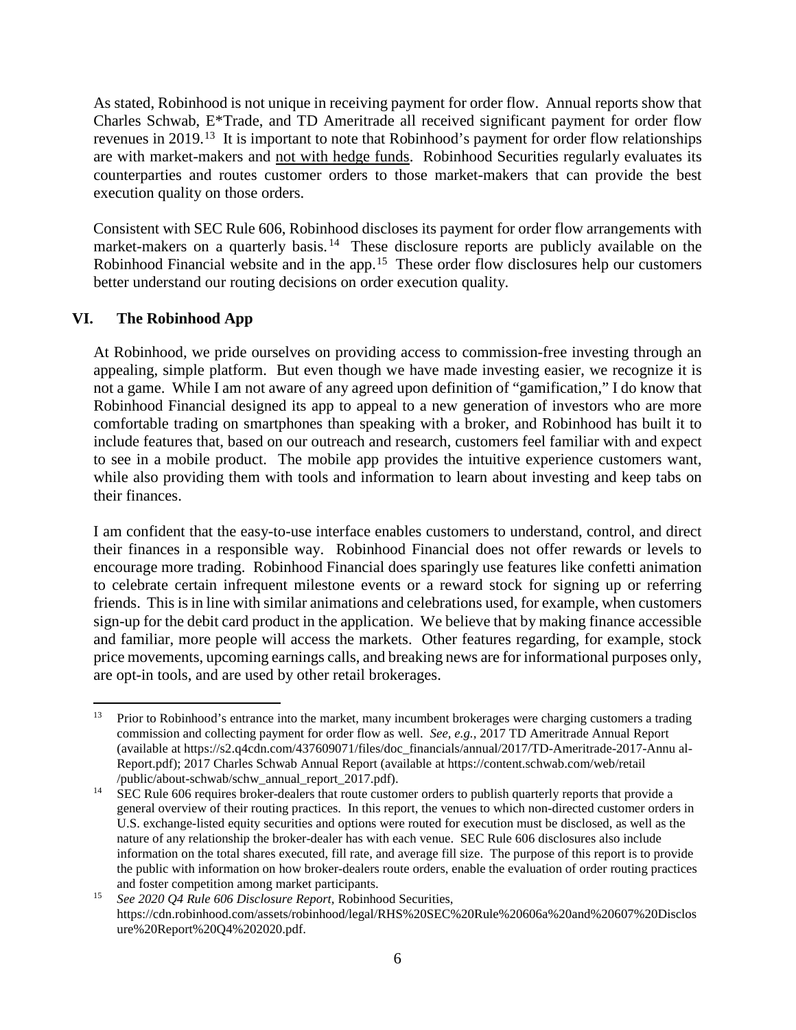As stated, Robinhood is not unique in receiving payment for order flow. Annual reports show that Charles Schwab, E*Trade, and TD Ameritrade all received significant payment for order flow revenues in 2019.[13] It is important to note that Robinhood's payment for order flow relationships are with market-makers and <u>not with hedge funds</u>. Robinhood Securities regularly evaluates its counterparties and routes customer orders to those market-makers that can provide the best execution quality on those orders.

Consistent with SEC Rule 606, Robinhood discloses its payment for order flow arrangements with market-makers on a quarterly basis.[14] These disclosure reports are publicly available on the Robinhood Financial website and in the app.[15] These order flow disclosures help our customers better understand our routing decisions on order execution quality.

## VI. The Robinhood App

At Robinhood, we pride ourselves on providing access to commission-free investing through an appealing, simple platform. But even though we have made investing easier, we recognize it is not a game. While I am not aware of any agreed upon definition of "gamification," I do know that Robinhood Financial designed its app to appeal to a new generation of investors who are more comfortable trading on smartphones than speaking with a broker, and Robinhood has built it to include features that, based on our outreach and research, customers feel familiar with and expect to see in a mobile product. The mobile app provides the intuitive experience customers want, while also providing them with tools and information to learn about investing and keep tabs on their finances.

I am confident that the easy-to-use interface enables customers to understand, control, and direct their finances in a responsible way. Robinhood Financial does not offer rewards or levels to encourage more trading. Robinhood Financial does sparingly use features like confetti animation to celebrate certain infrequent milestone events or a reward stock for signing up or referring friends. This is in line with similar animations and celebrations used, for example, when customers sign-up for the debit card product in the application. We believe that by making finance accessible and familiar, more people will access the markets. Other features regarding, for example, stock price movements, upcoming earnings calls, and breaking news are for informational purposes only, are opt-in tools, and are used by other retail brokerages.

---

[13] Prior to Robinhood's entrance into the market, many incumbent brokerages were charging customers a trading commission and collecting payment for order flow as well. *See, e.g.,* 2017 TD Ameritrade Annual Report (available at https://s2.q4cdn.com/437609071/files/doc_financials/annual/2017/TD-Ameritrade-2017-Annu al-Report.pdf); 2017 Charles Schwab Annual Report (available at https://content.schwab.com/web/retail /public/about-schwab/schw_annual_report_2017.pdf).

[14] SEC Rule 606 requires broker-dealers that route customer orders to publish quarterly reports that provide a general overview of their routing practices. In this report, the venues to which non-directed customer orders in U.S. exchange-listed equity securities and options were routed for execution must be disclosed, as well as the nature of any relationship the broker-dealer has with each venue. SEC Rule 606 disclosures also include information on the total shares executed, fill rate, and average fill size. The purpose of this report is to provide the public with information on how broker-dealers route orders, enable the evaluation of order routing practices and foster competition among market participants.

[15] *See 2020 Q4 Rule 606 Disclosure Report*, Robinhood Securities, https://cdn.robinhood.com/assets/robinhood/legal/RHS%20SEC%20Rule%20606a%20and%20607%20Disclos ure%20Report%20Q4%202020.pdf.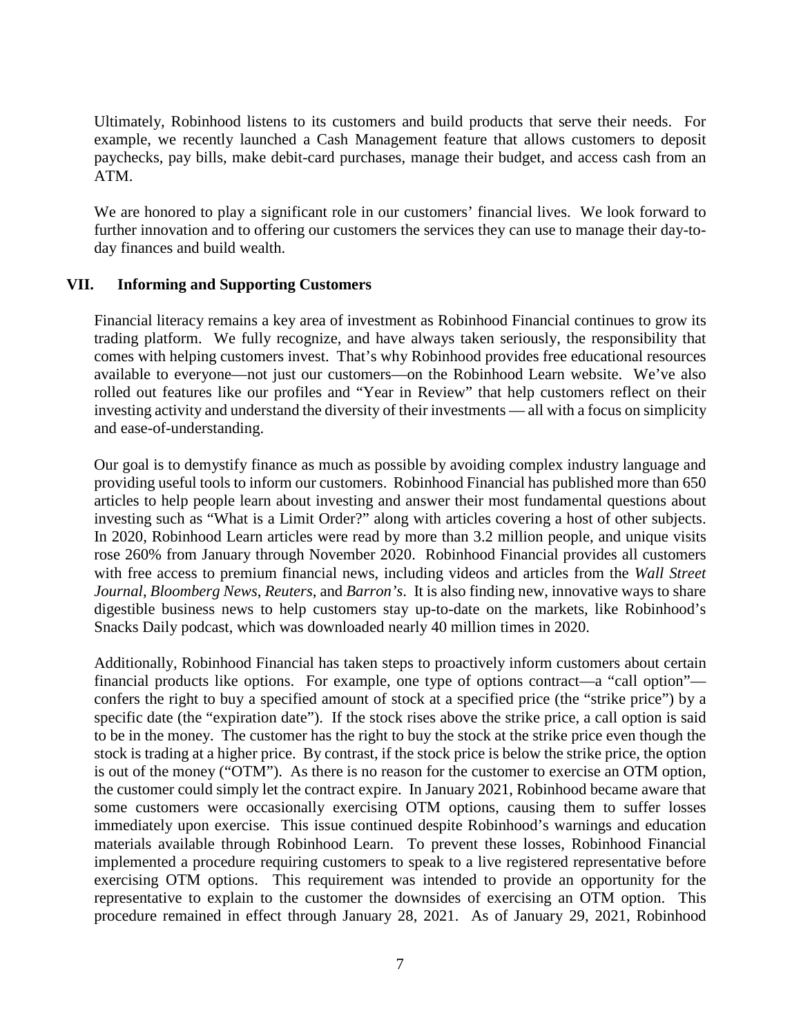Ultimately, Robinhood listens to its customers and build products that serve their needs. For example, we recently launched a Cash Management feature that allows customers to deposit paychecks, pay bills, make debit-card purchases, manage their budget, and access cash from an ATM.

We are honored to play a significant role in our customers' financial lives. We look forward to further innovation and to offering our customers the services they can use to manage their day-to-day finances and build wealth.

## VII. Informing and Supporting Customers

Financial literacy remains a key area of investment as Robinhood Financial continues to grow its trading platform. We fully recognize, and have always taken seriously, the responsibility that comes with helping customers invest. That's why Robinhood provides free educational resources available to everyone—not just our customers—on the Robinhood Learn website. We've also rolled out features like our profiles and "Year in Review" that help customers reflect on their investing activity and understand the diversity of their investments — all with a focus on simplicity and ease-of-understanding.

Our goal is to demystify finance as much as possible by avoiding complex industry language and providing useful tools to inform our customers. Robinhood Financial has published more than 650 articles to help people learn about investing and answer their most fundamental questions about investing such as "What is a Limit Order?" along with articles covering a host of other subjects. In 2020, Robinhood Learn articles were read by more than 3.2 million people, and unique visits rose 260% from January through November 2020. Robinhood Financial provides all customers with free access to premium financial news, including videos and articles from the *Wall Street Journal*, *Bloomberg News*, *Reuters*, and *Barron's*. It is also finding new, innovative ways to share digestible business news to help customers stay up-to-date on the markets, like Robinhood's Snacks Daily podcast, which was downloaded nearly 40 million times in 2020.

Additionally, Robinhood Financial has taken steps to proactively inform customers about certain financial products like options. For example, one type of options contract—a "call option"—confers the right to buy a specified amount of stock at a specified price (the "strike price") by a specific date (the "expiration date"). If the stock rises above the strike price, a call option is said to be in the money. The customer has the right to buy the stock at the strike price even though the stock is trading at a higher price. By contrast, if the stock price is below the strike price, the option is out of the money ("OTM"). As there is no reason for the customer to exercise an OTM option, the customer could simply let the contract expire. In January 2021, Robinhood became aware that some customers were occasionally exercising OTM options, causing them to suffer losses immediately upon exercise. This issue continued despite Robinhood's warnings and education materials available through Robinhood Learn. To prevent these losses, Robinhood Financial implemented a procedure requiring customers to speak to a live registered representative before exercising OTM options. This requirement was intended to provide an opportunity for the representative to explain to the customer the downsides of exercising an OTM option. This procedure remained in effect through January 28, 2021. As of January 29, 2021, Robinhood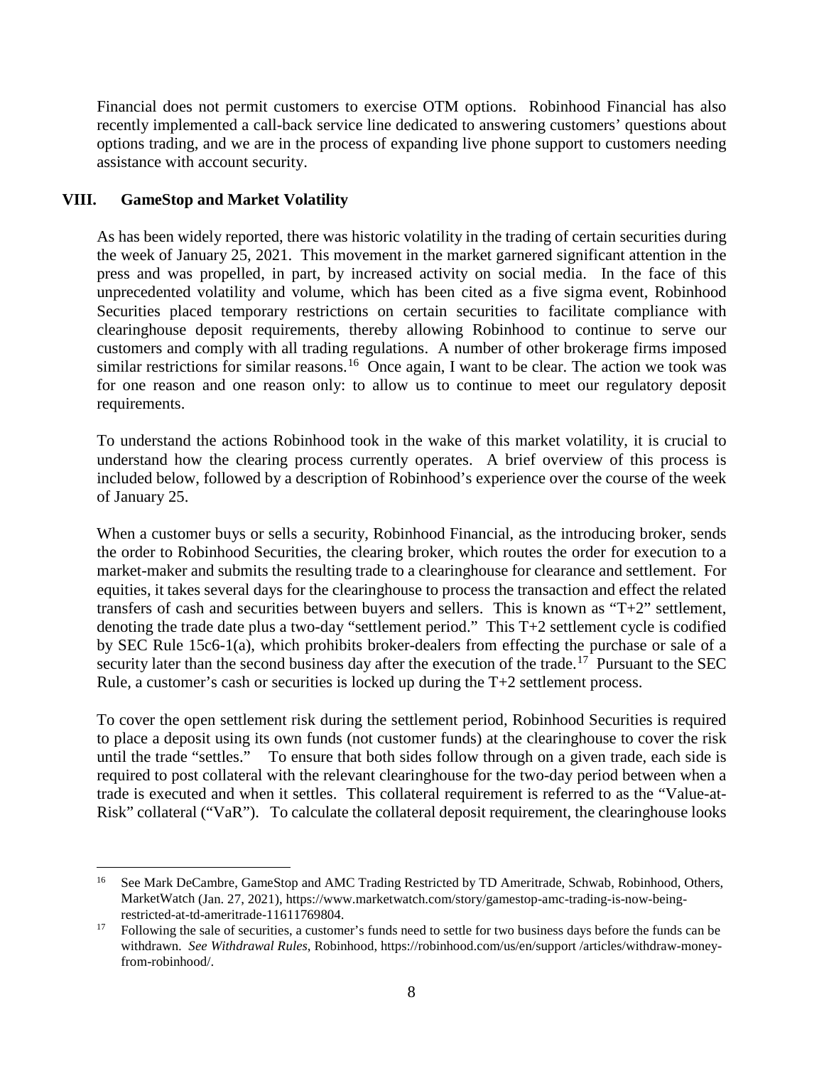Financial does not permit customers to exercise OTM options. Robinhood Financial has also recently implemented a call-back service line dedicated to answering customers' questions about options trading, and we are in the process of expanding live phone support to customers needing assistance with account security.

## VIII. GameStop and Market Volatility

As has been widely reported, there was historic volatility in the trading of certain securities during the week of January 25, 2021. This movement in the market garnered significant attention in the press and was propelled, in part, by increased activity on social media. In the face of this unprecedented volatility and volume, which has been cited as a five sigma event, Robinhood Securities placed temporary restrictions on certain securities to facilitate compliance with clearinghouse deposit requirements, thereby allowing Robinhood to continue to serve our customers and comply with all trading regulations. A number of other brokerage firms imposed similar restrictions for similar reasons.[16] Once again, I want to be clear. The action we took was for one reason and one reason only: to allow us to continue to meet our regulatory deposit requirements.

To understand the actions Robinhood took in the wake of this market volatility, it is crucial to understand how the clearing process currently operates. A brief overview of this process is included below, followed by a description of Robinhood's experience over the course of the week of January 25.

When a customer buys or sells a security, Robinhood Financial, as the introducing broker, sends the order to Robinhood Securities, the clearing broker, which routes the order for execution to a market-maker and submits the resulting trade to a clearinghouse for clearance and settlement. For equities, it takes several days for the clearinghouse to process the transaction and effect the related transfers of cash and securities between buyers and sellers. This is known as "T+2" settlement, denoting the trade date plus a two-day "settlement period." This T+2 settlement cycle is codified by SEC Rule 15c6-1(a), which prohibits broker-dealers from effecting the purchase or sale of a security later than the second business day after the execution of the trade.[17] Pursuant to the SEC Rule, a customer's cash or securities is locked up during the T+2 settlement process.

To cover the open settlement risk during the settlement period, Robinhood Securities is required to place a deposit using its own funds (not customer funds) at the clearinghouse to cover the risk until the trade "settles." To ensure that both sides follow through on a given trade, each side is required to post collateral with the relevant clearinghouse for the two-day period between when a trade is executed and when it settles. This collateral requirement is referred to as the "Value-at-Risk" collateral ("VaR"). To calculate the collateral deposit requirement, the clearinghouse looks

---

[16] See Mark DeCambre, GameStop and AMC Trading Restricted by TD Ameritrade, Schwab, Robinhood, Others, MarketWatch (Jan. 27, 2021), https://www.marketwatch.com/story/gamestop-amc-trading-is-now-being-restricted-at-td-ameritrade-11611769804.

[17] Following the sale of securities, a customer's funds need to settle for two business days before the funds can be withdrawn. *See Withdrawal Rules*, Robinhood, https://robinhood.com/us/en/support /articles/withdraw-money-from-robinhood/.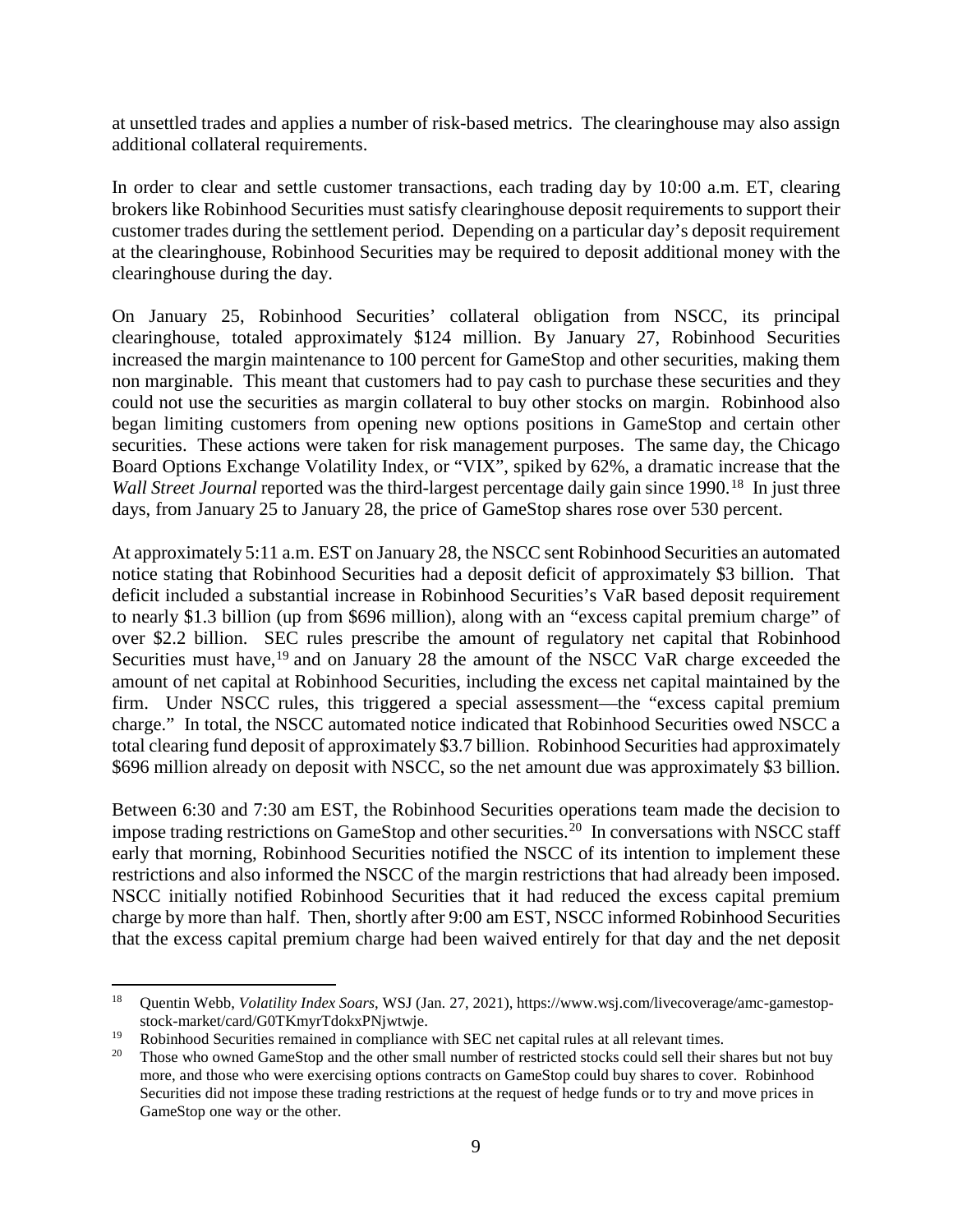at unsettled trades and applies a number of risk-based metrics. The clearinghouse may also assign additional collateral requirements.

In order to clear and settle customer transactions, each trading day by 10:00 a.m. ET, clearing brokers like Robinhood Securities must satisfy clearinghouse deposit requirements to support their customer trades during the settlement period. Depending on a particular day's deposit requirement at the clearinghouse, Robinhood Securities may be required to deposit additional money with the clearinghouse during the day.

On January 25, Robinhood Securities' collateral obligation from NSCC, its principal clearinghouse, totaled approximately $124 million. By January 27, Robinhood Securities increased the margin maintenance to 100 percent for GameStop and other securities, making them non marginable. This meant that customers had to pay cash to purchase these securities and they could not use the securities as margin collateral to buy other stocks on margin. Robinhood also began limiting customers from opening new options positions in GameStop and certain other securities. These actions were taken for risk management purposes. The same day, the Chicago Board Options Exchange Volatility Index, or "VIX", spiked by 62%, a dramatic increase that the *Wall Street Journal* reported was the third-largest percentage daily gain since 1990.[18] In just three days, from January 25 to January 28, the price of GameStop shares rose over 530 percent.

At approximately 5:11 a.m. EST on January 28, the NSCC sent Robinhood Securities an automated notice stating that Robinhood Securities had a deposit deficit of approximately $3 billion. That deficit included a substantial increase in Robinhood Securities's VaR based deposit requirement to nearly $1.3 billion (up from $696 million), along with an "excess capital premium charge" of over $2.2 billion. SEC rules prescribe the amount of regulatory net capital that Robinhood Securities must have,[19] and on January 28 the amount of the NSCC VaR charge exceeded the amount of net capital at Robinhood Securities, including the excess net capital maintained by the firm. Under NSCC rules, this triggered a special assessment—the "excess capital premium charge." In total, the NSCC automated notice indicated that Robinhood Securities owed NSCC a total clearing fund deposit of approximately $3.7 billion. Robinhood Securities had approximately $696 million already on deposit with NSCC, so the net amount due was approximately $3 billion.

Between 6:30 and 7:30 am EST, the Robinhood Securities operations team made the decision to impose trading restrictions on GameStop and other securities.[20] In conversations with NSCC staff early that morning, Robinhood Securities notified the NSCC of its intention to implement these restrictions and also informed the NSCC of the margin restrictions that had already been imposed. NSCC initially notified Robinhood Securities that it had reduced the excess capital premium charge by more than half. Then, shortly after 9:00 am EST, NSCC informed Robinhood Securities that the excess capital premium charge had been waived entirely for that day and the net deposit

---

[18] Quentin Webb, *Volatility Index Soars*, WSJ (Jan. 27, 2021), https://www.wsj.com/livecoverage/amc-gamestop-stock-market/card/G0TKmyrTdokxPNjwtwje.

[19] Robinhood Securities remained in compliance with SEC net capital rules at all relevant times.

[20] Those who owned GameStop and the other small number of restricted stocks could sell their shares but not buy more, and those who were exercising options contracts on GameStop could buy shares to cover. Robinhood Securities did not impose these trading restrictions at the request of hedge funds or to try and move prices in GameStop one way or the other.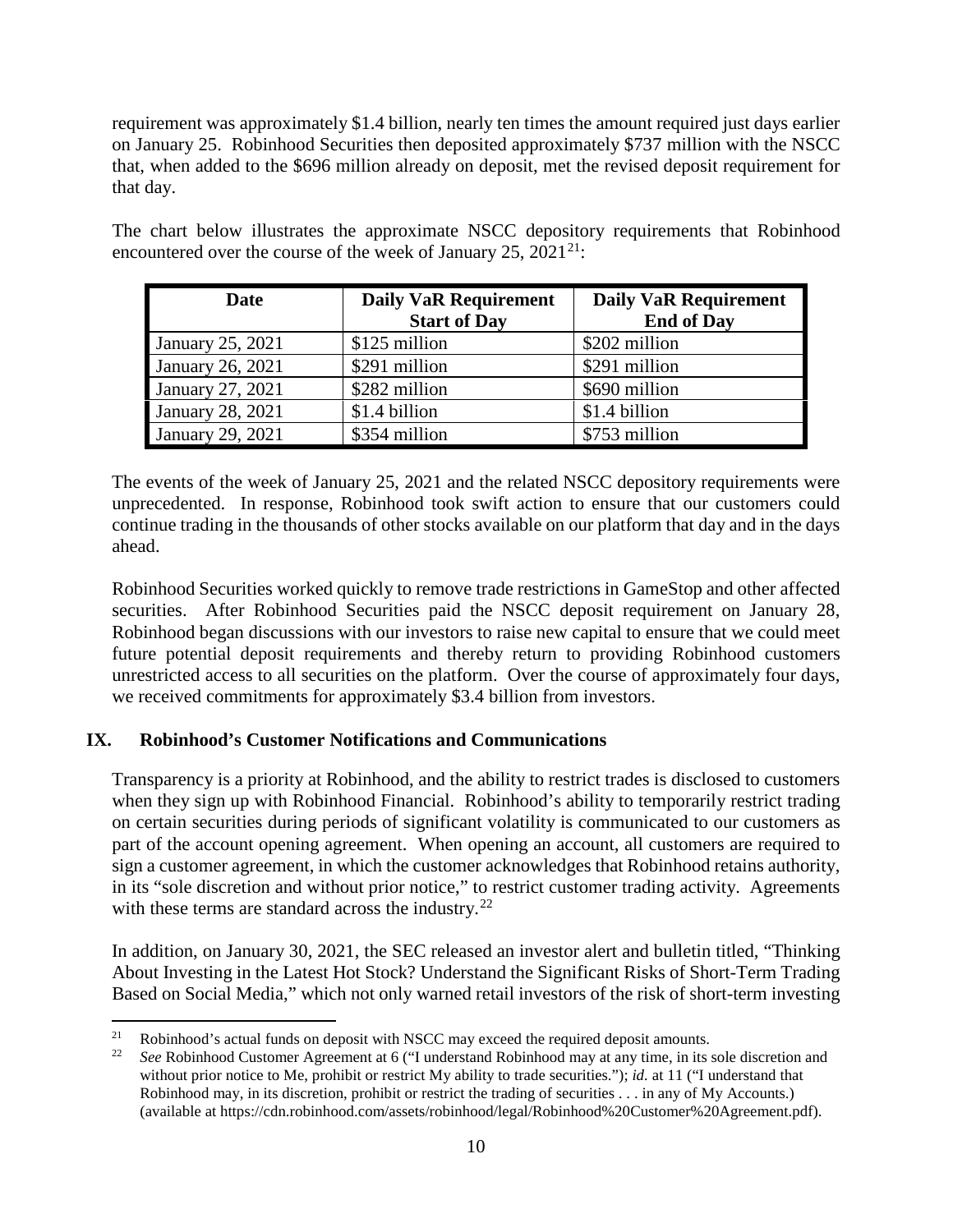requirement was approximately $1.4 billion, nearly ten times the amount required just days earlier on January 25. Robinhood Securities then deposited approximately $737 million with the NSCC that, when added to the $696 million already on deposit, met the revised deposit requirement for that day.

The chart below illustrates the approximate NSCC depository requirements that Robinhood encountered over the course of the week of January 25, 2021[21]:

| Date | Daily VaR Requirement Start of Day | Daily VaR Requirement End of Day |
|---|---|---|
| January 25, 2021 | $125 million | $202 million |
| January 26, 2021 | $291 million | $291 million |
| January 27, 2021 | $282 million | $690 million |
| January 28, 2021 | $1.4 billion | $1.4 billion |
| January 29, 2021 | $354 million | $753 million |

The events of the week of January 25, 2021 and the related NSCC depository requirements were unprecedented. In response, Robinhood took swift action to ensure that our customers could continue trading in the thousands of other stocks available on our platform that day and in the days ahead.

Robinhood Securities worked quickly to remove trade restrictions in GameStop and other affected securities. After Robinhood Securities paid the NSCC deposit requirement on January 28, Robinhood began discussions with our investors to raise new capital to ensure that we could meet future potential deposit requirements and thereby return to providing Robinhood customers unrestricted access to all securities on the platform. Over the course of approximately four days, we received commitments for approximately $3.4 billion from investors.

## IX. Robinhood's Customer Notifications and Communications

Transparency is a priority at Robinhood, and the ability to restrict trades is disclosed to customers when they sign up with Robinhood Financial. Robinhood's ability to temporarily restrict trading on certain securities during periods of significant volatility is communicated to our customers as part of the account opening agreement. When opening an account, all customers are required to sign a customer agreement, in which the customer acknowledges that Robinhood retains authority, in its "sole discretion and without prior notice," to restrict customer trading activity. Agreements with these terms are standard across the industry.[22]

In addition, on January 30, 2021, the SEC released an investor alert and bulletin titled, "Thinking About Investing in the Latest Hot Stock? Understand the Significant Risks of Short-Term Trading Based on Social Media," which not only warned retail investors of the risk of short-term investing

---

[21] Robinhood's actual funds on deposit with NSCC may exceed the required deposit amounts.

[22] *See* Robinhood Customer Agreement at 6 ("I understand Robinhood may at any time, in its sole discretion and without prior notice to Me, prohibit or restrict My ability to trade securities."); *id.* at 11 ("I understand that Robinhood may, in its discretion, prohibit or restrict the trading of securities . . . in any of My Accounts.) (available at https://cdn.robinhood.com/assets/robinhood/legal/Robinhood%20Customer%20Agreement.pdf).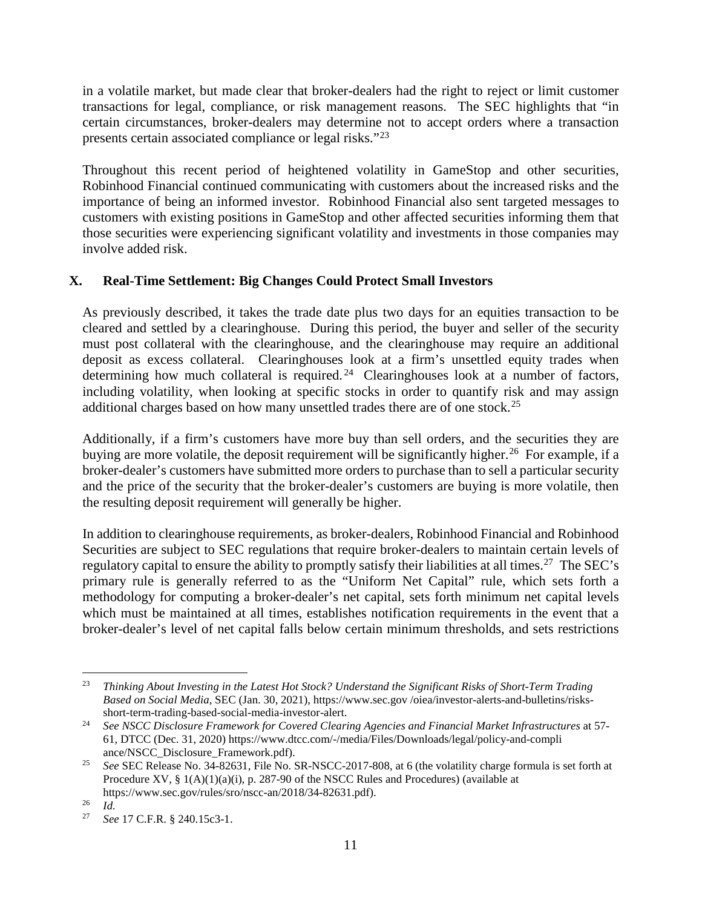in a volatile market, but made clear that broker-dealers had the right to reject or limit customer transactions for legal, compliance, or risk management reasons. The SEC highlights that "in certain circumstances, broker-dealers may determine not to accept orders where a transaction presents certain associated compliance or legal risks."[23]

Throughout this recent period of heightened volatility in GameStop and other securities, Robinhood Financial continued communicating with customers about the increased risks and the importance of being an informed investor. Robinhood Financial also sent targeted messages to customers with existing positions in GameStop and other affected securities informing them that those securities were experiencing significant volatility and investments in those companies may involve added risk.

## X. Real-Time Settlement: Big Changes Could Protect Small Investors

As previously described, it takes the trade date plus two days for an equities transaction to be cleared and settled by a clearinghouse. During this period, the buyer and seller of the security must post collateral with the clearinghouse, and the clearinghouse may require an additional deposit as excess collateral. Clearinghouses look at a firm's unsettled equity trades when determining how much collateral is required.[24] Clearinghouses look at a number of factors, including volatility, when looking at specific stocks in order to quantify risk and may assign additional charges based on how many unsettled trades there are of one stock.[25]

Additionally, if a firm's customers have more buy than sell orders, and the securities they are buying are more volatile, the deposit requirement will be significantly higher.[26] For example, if a broker-dealer's customers have submitted more orders to purchase than to sell a particular security and the price of the security that the broker-dealer's customers are buying is more volatile, then the resulting deposit requirement will generally be higher.

In addition to clearinghouse requirements, as broker-dealers, Robinhood Financial and Robinhood Securities are subject to SEC regulations that require broker-dealers to maintain certain levels of regulatory capital to ensure the ability to promptly satisfy their liabilities at all times.[27] The SEC's primary rule is generally referred to as the "Uniform Net Capital" rule, which sets forth a methodology for computing a broker-dealer's net capital, sets forth minimum net capital levels which must be maintained at all times, establishes notification requirements in the event that a broker-dealer's level of net capital falls below certain minimum thresholds, and sets restrictions

---

[23] *Thinking About Investing in the Latest Hot Stock? Understand the Significant Risks of Short-Term Trading Based on Social Media*, SEC (Jan. 30, 2021), https://www.sec.gov /oiea/investor-alerts-and-bulletins/risks-short-term-trading-based-social-media-investor-alert.

[24] *See NSCC Disclosure Framework for Covered Clearing Agencies and Financial Market Infrastructures* at 57-61, DTCC (Dec. 31, 2020) https://www.dtcc.com/-/media/Files/Downloads/legal/policy-and-compli ance/NSCC_Disclosure_Framework.pdf).

[25] *See* SEC Release No. 34-82631, File No. SR-NSCC-2017-808, at 6 (the volatility charge formula is set forth at Procedure XV, § 1(A)(1)(a)(i), p. 287-90 of the NSCC Rules and Procedures) (available at https://www.sec.gov/rules/sro/nscc-an/2018/34-82631.pdf).

[26] *Id.*

[27] *See* 17 C.F.R. § 240.15c3-1.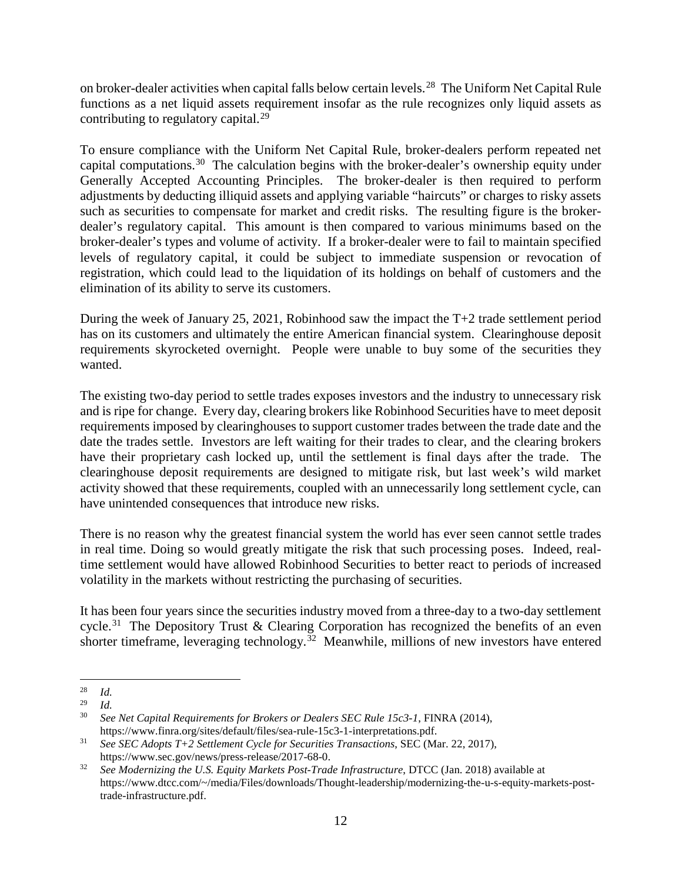on broker-dealer activities when capital falls below certain levels.[28] The Uniform Net Capital Rule functions as a net liquid assets requirement insofar as the rule recognizes only liquid assets as contributing to regulatory capital.[29]

To ensure compliance with the Uniform Net Capital Rule, broker-dealers perform repeated net capital computations.[30] The calculation begins with the broker-dealer's ownership equity under Generally Accepted Accounting Principles. The broker-dealer is then required to perform adjustments by deducting illiquid assets and applying variable "haircuts" or charges to risky assets such as securities to compensate for market and credit risks. The resulting figure is the broker-dealer's regulatory capital. This amount is then compared to various minimums based on the broker-dealer's types and volume of activity. If a broker-dealer were to fail to maintain specified levels of regulatory capital, it could be subject to immediate suspension or revocation of registration, which could lead to the liquidation of its holdings on behalf of customers and the elimination of its ability to serve its customers.

During the week of January 25, 2021, Robinhood saw the impact the T+2 trade settlement period has on its customers and ultimately the entire American financial system. Clearinghouse deposit requirements skyrocketed overnight. People were unable to buy some of the securities they wanted.

The existing two-day period to settle trades exposes investors and the industry to unnecessary risk and is ripe for change. Every day, clearing brokers like Robinhood Securities have to meet deposit requirements imposed by clearinghouses to support customer trades between the trade date and the date the trades settle. Investors are left waiting for their trades to clear, and the clearing brokers have their proprietary cash locked up, until the settlement is final days after the trade. The clearinghouse deposit requirements are designed to mitigate risk, but last week's wild market activity showed that these requirements, coupled with an unnecessarily long settlement cycle, can have unintended consequences that introduce new risks.

There is no reason why the greatest financial system the world has ever seen cannot settle trades in real time. Doing so would greatly mitigate the risk that such processing poses. Indeed, real-time settlement would have allowed Robinhood Securities to better react to periods of increased volatility in the markets without restricting the purchasing of securities.

It has been four years since the securities industry moved from a three-day to a two-day settlement cycle.[31] The Depository Trust & Clearing Corporation has recognized the benefits of an even shorter timeframe, leveraging technology.[32] Meanwhile, millions of new investors have entered

---

[28] *Id.*

[29] *Id.*

[30] *See Net Capital Requirements for Brokers or Dealers SEC Rule 15c3-1*, FINRA (2014), https://www.finra.org/sites/default/files/sea-rule-15c3-1-interpretations.pdf.

[31] *See SEC Adopts T+2 Settlement Cycle for Securities Transactions*, SEC (Mar. 22, 2017), https://www.sec.gov/news/press-release/2017-68-0.

[32] *See Modernizing the U.S. Equity Markets Post-Trade Infrastructure*, DTCC (Jan. 2018) available at https://www.dtcc.com/~/media/Files/downloads/Thought-leadership/modernizing-the-u-s-equity-markets-post-trade-infrastructure.pdf.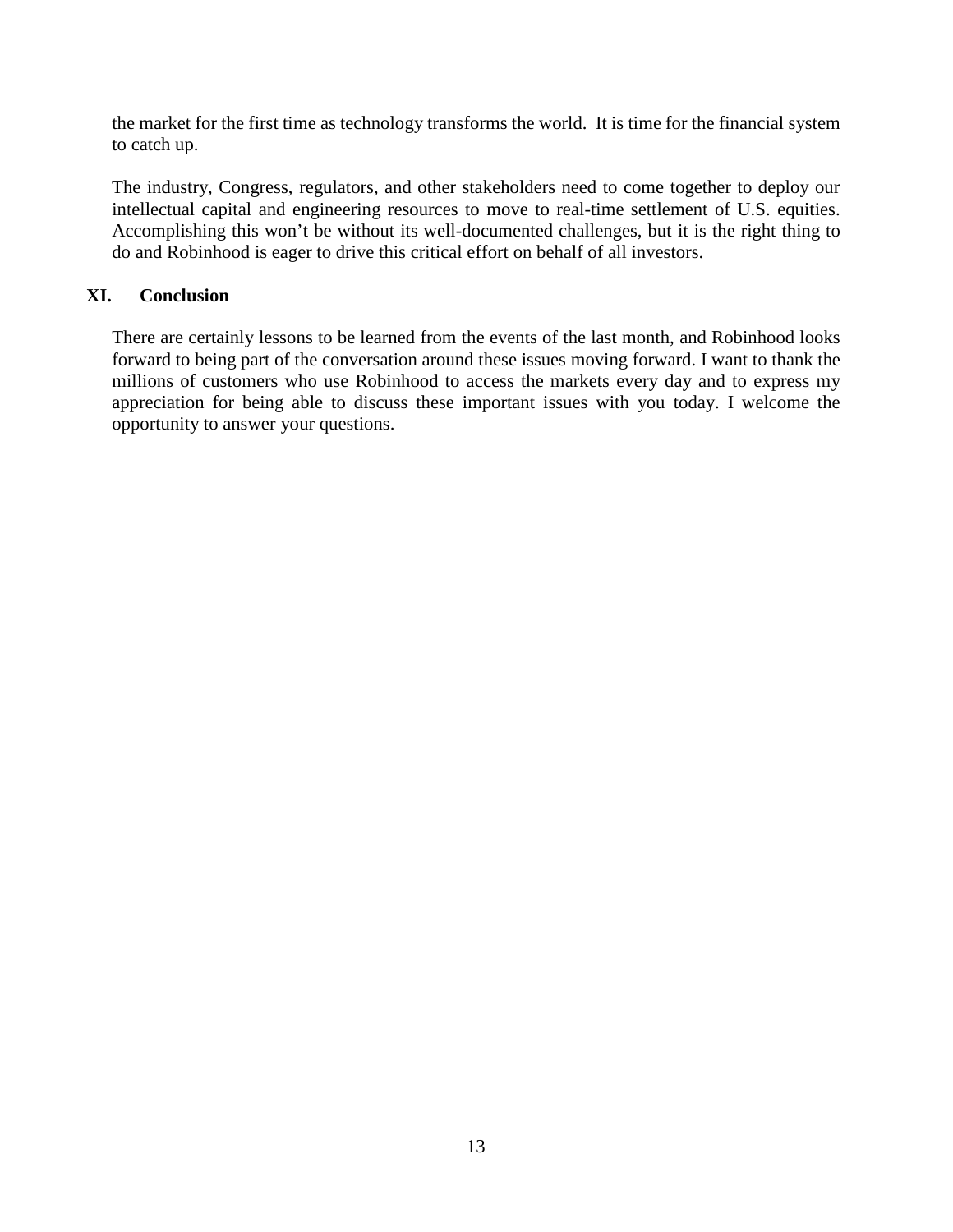the market for the first time as technology transforms the world. It is time for the financial system to catch up.

The industry, Congress, regulators, and other stakeholders need to come together to deploy our intellectual capital and engineering resources to move to real-time settlement of U.S. equities. Accomplishing this won't be without its well-documented challenges, but it is the right thing to do and Robinhood is eager to drive this critical effort on behalf of all investors.

## XI. Conclusion

There are certainly lessons to be learned from the events of the last month, and Robinhood looks forward to being part of the conversation around these issues moving forward. I want to thank the millions of customers who use Robinhood to access the markets every day and to express my appreciation for being able to discuss these important issues with you today. I welcome the opportunity to answer your questions.